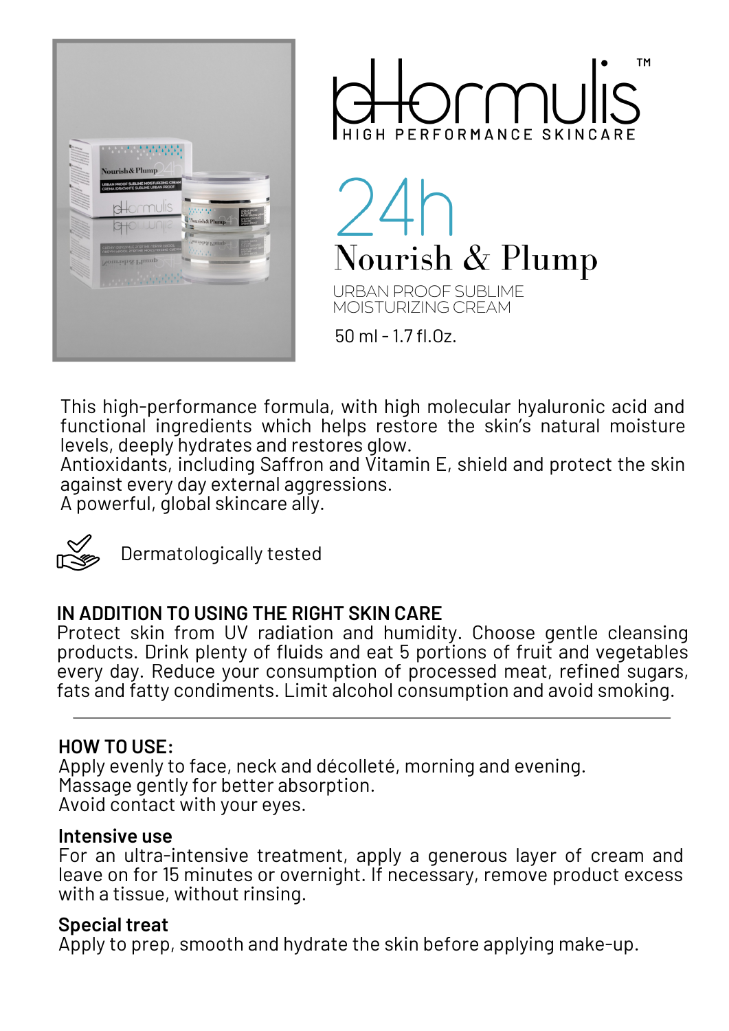# pHormulis™

HIGH PERFORMANCE SKINCARE

## 24h Nourish & Plump

URBAN PROOF SUBLIME MOISTURIZING CREAM

50 ml - 1.7 fl.Oz.

This high-performance formula, with high molecular hyaluronic acid and functional ingredients which helps restore the skin's natural moisture levels, deeply hydrates and restores glow.
Antioxidants, including Saffron and Vitamin E, shield and protect the skin against every day external aggressions.
A powerful, global skincare ally.

Dermatologically tested

**IN ADDITION TO USING THE RIGHT SKIN CARE**
Protect skin from UV radiation and humidity. Choose gentle cleansing products. Drink plenty of fluids and eat 5 portions of fruit and vegetables every day. Reduce your consumption of processed meat, refined sugars, fats and fatty condiments. Limit alcohol consumption and avoid smoking.

---

**HOW TO USE:**
Apply evenly to face, neck and décolleté, morning and evening.
Massage gently for better absorption.
Avoid contact with your eyes.

**Intensive use**
For an ultra-intensive treatment, apply a generous layer of cream and leave on for 15 minutes or overnight. If necessary, remove product excess with a tissue, without rinsing.

**Special treat**
Apply to prep, smooth and hydrate the skin before applying make-up.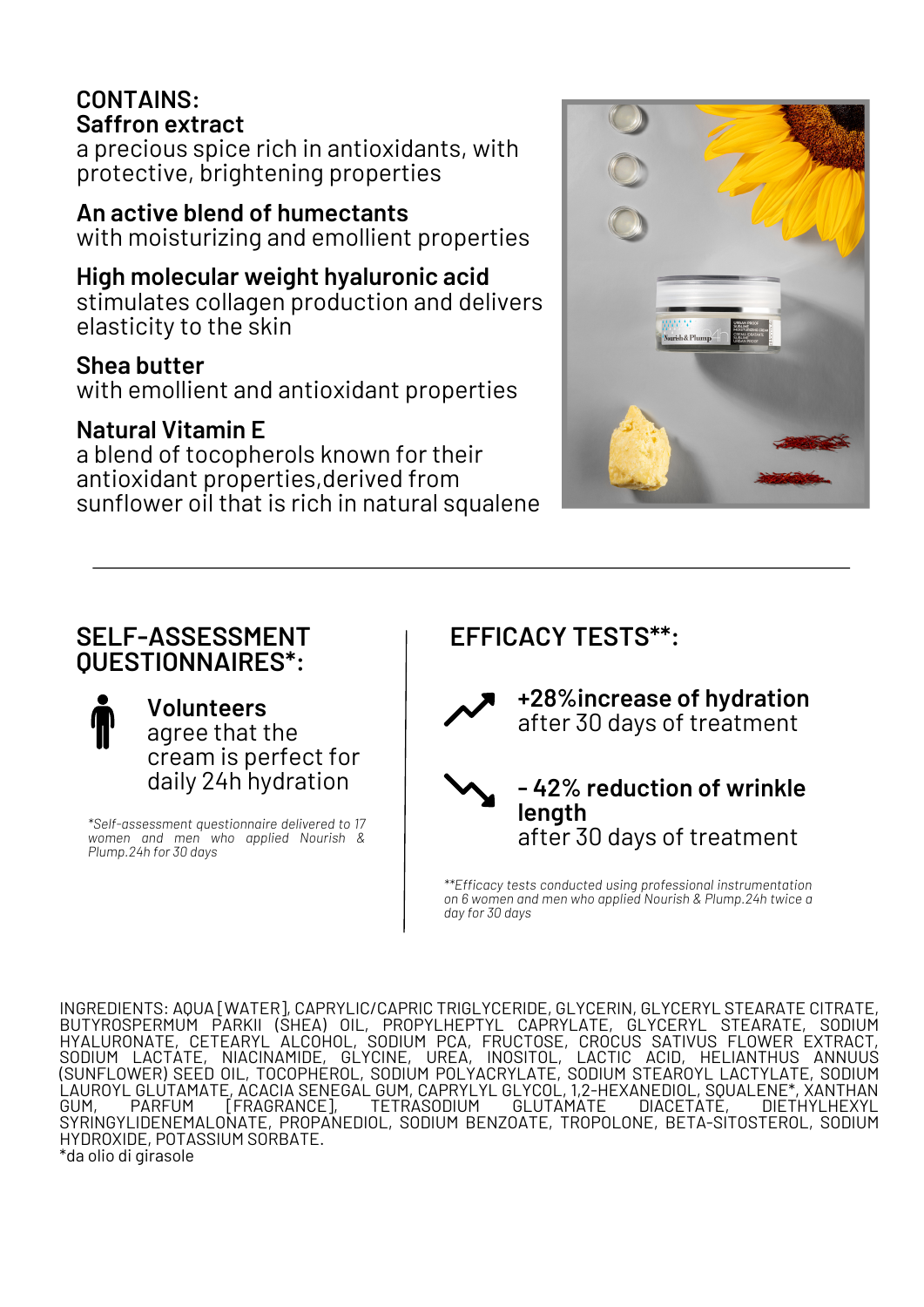## CONTAINS:

**Saffron extract**
a precious spice rich in antioxidants, with protective, brightening properties

**An active blend of humectants**
with moisturizing and emollient properties

**High molecular weight hyaluronic acid**
stimulates collagen production and delivers elasticity to the skin

**Shea butter**
with emollient and antioxidant properties

**Natural Vitamin E**
a blend of tocopherols known for their antioxidant properties,derived from sunflower oil that is rich in natural squalene

---

## SELF-ASSESSMENT QUESTIONNAIRES*:

**Volunteers**
agree that the cream is perfect for daily 24h hydration

*\*Self-assessment questionnaire delivered to 17 women and men who applied Nourish & Plump.24h for 30 days*

## EFFICACY TESTS**:

**+28%increase of hydration**
after 30 days of treatment

**- 42% reduction of wrinkle length**
after 30 days of treatment

*\*\*Efficacy tests conducted using professional instrumentation on 6 women and men who applied Nourish & Plump.24h twice a day for 30 days*

INGREDIENTS: AQUA [WATER], CAPRYLIC/CAPRIC TRIGLYCERIDE, GLYCERIN, GLYCERYL STEARATE CITRATE, BUTYROSPERMUM PARKII (SHEA) OIL, PROPYLHEPTYL CAPRYLATE, GLYCERYL STEARATE, SODIUM HYALURONATE, CETEARYL ALCOHOL, SODIUM PCA, FRUCTOSE, CROCUS SATIVUS FLOWER EXTRACT, SODIUM LACTATE, NIACINAMIDE, GLYCINE, UREA, INOSITOL, LACTIC ACID, HELIANTHUS ANNUUS (SUNFLOWER) SEED OIL, TOCOPHEROL, SODIUM POLYACRYLATE, SODIUM STEAROYL LACTYLATE, SODIUM LAUROYL GLUTAMATE, ACACIA SENEGAL GUM, CAPRYLYL GLYCOL, 1,2-HEXANEDIOL, SQUALENE*, XANTHAN GUM, PARFUM [FRAGRANCE], TETRASODIUM GLUTAMATE DIACETATE, DIETHYLHEXYL SYRINGYLIDENEMALONATE, PROPANEDIOL, SODIUM BENZOATE, TROPOLONE, BETA-SITOSTEROL, SODIUM HYDROXIDE, POTASSIUM SORBATE.
*da olio di girasole